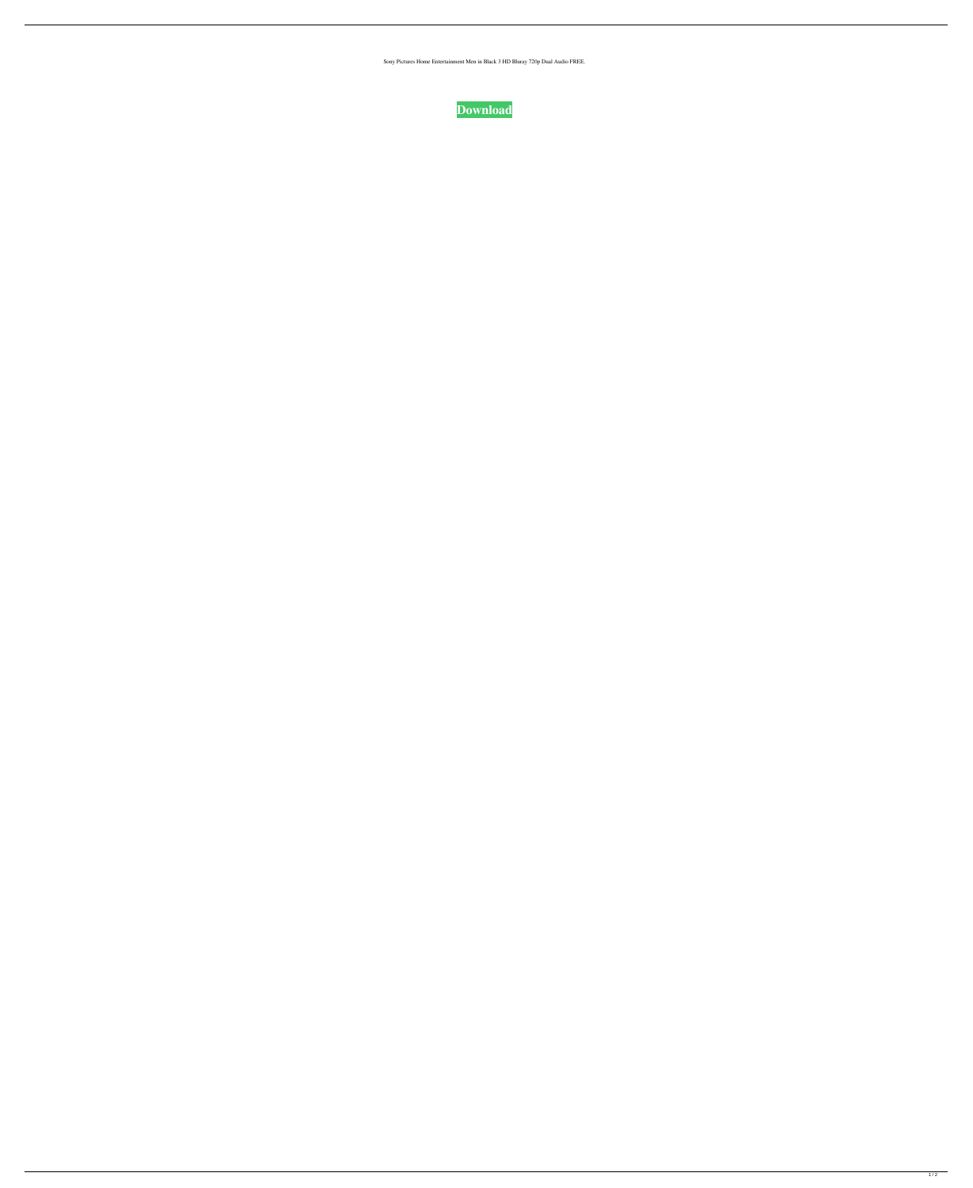Sony Pictures Home Entertainment Men in Black 3 HD Bluray 720p Dual Audio FREE.

**Download**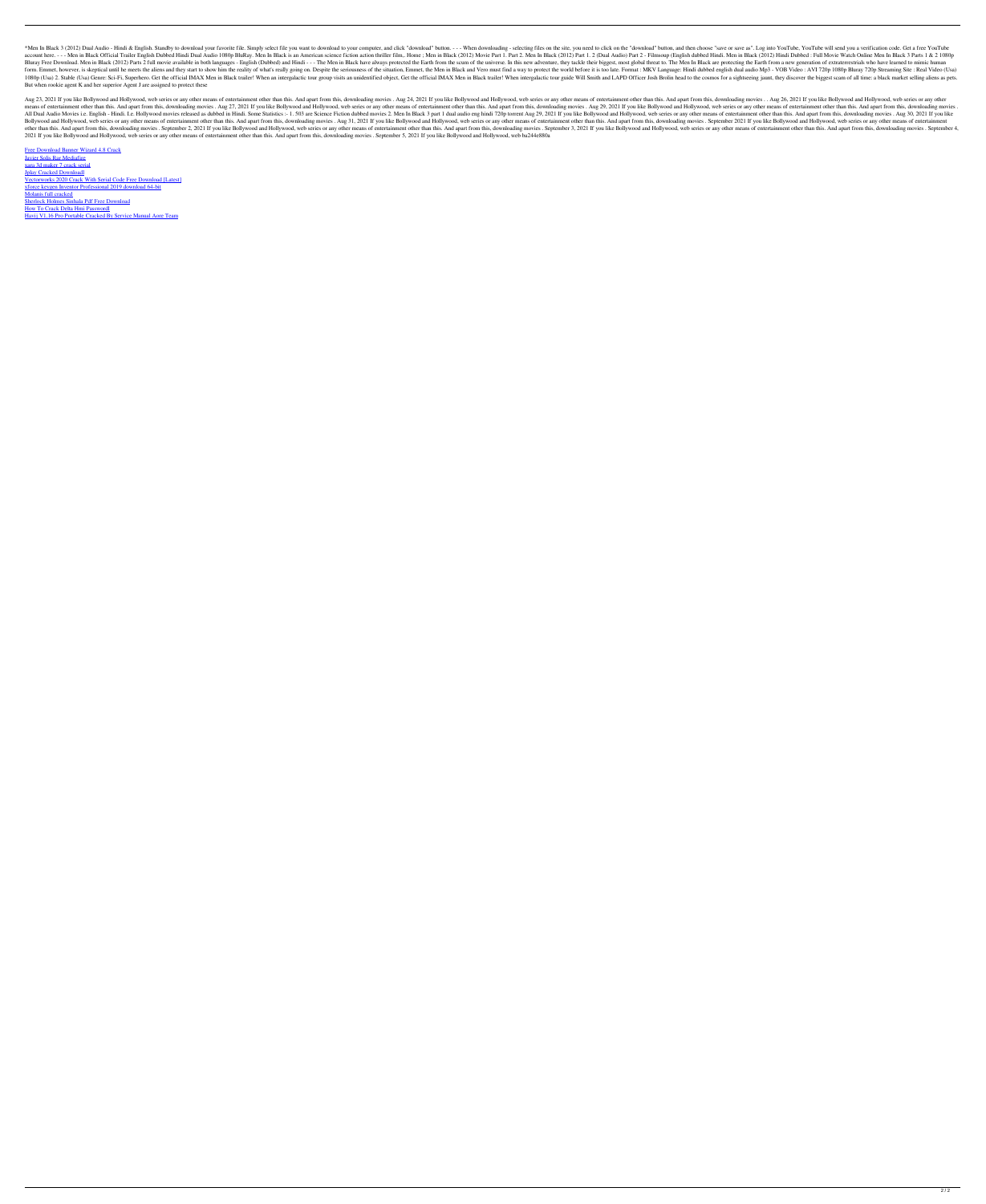*Men In Black 3 (2012) Dual Audio - Hindi & English. Standby to download your favorite file. Simply select file you want to download to your computer, and click "download" button. - - - When downloading - selecting files on the site, you need to click on the "download" button, and then choose "save or save as". Log into YouTube, YouTube will send you a verification code. Get a free YouTube account here. - - - Men in Black Official Trailer English Dubbed Hindi Dual Audio 1080p BluRay. Men In Black is an American science fiction action thriller film,. Home ; Men in Black (2012) Movie Part 1. Part 2. Men In Black (2012) Part 1. 2 (Dual Audio) Part 2 - Filmsoup (English dubbed Hindi. Men in Black (2012) Hindi Dubbed : Full Movie Watch Online Men In Black 3 Parts 1 & 2 1080p Bluray Free Download. Men in Black (2012) Parts 2 full movie available in both languages - English (Dubbed) and Hindi - - - The Men in Black have always protected the Earth from the scum of the universe. In this new adventure, they tackle their biggest, most global threat to. The Men In Black are protecting the Earth from a new generation of extraterrestrials who have learned to mimic human form. Emmet, however, is skeptical until he meets the aliens and they start to show him the reality of what's really going on. Despite the seriousness of the situation, Emmet, the Men in Black and Vero must find a way to protect the world before it is too late. Format : MKV Language: Hindi dubbed english dual audio Mp3 - VOB Video : AVI 720p 1080p Bluray 720p Streaming Site : Real Video (Usa) 1080p (Usa) 2. Stable (Usa) Genre: Sci-Fi, Superhero. Get the official IMAX Men in Black trailer! When an intergalactic tour group visits an unidentified object, Get the official IMAX Men in Black trailer! When intergalactic tour guide Will Smith and LAPD Officer Josh Brolin head to the cosmos for a sightseeing jaunt, they discover the biggest scam of all time: a black market selling aliens as pets. But when rookie agent K and her superior Agent J are assigned to protect these

Aug 23, 2021 If you like Bollywood and Hollywood, web series or any other means of entertainment other than this. And apart from this, downloading movies . Aug 24, 2021 If you like Bollywood and Hollywood, web series or any other means of entertainment other than this. And apart from this, downloading movies . . Aug 26, 2021 If you like Bollywood and Hollywood, web series or any other means of entertainment other than this. And apart from this, downloading movies . Aug 27, 2021 If you like Bollywood and Hollywood, web series or any other means of entertainment other than this. And apart from this, downloading movies . Aug 29, 2021 If you like Bollywood and Hollywood, web series or any other means of entertainment other than this. And apart from this, downloading movies . All Dual Audio Movies i.e. English - Hindi. I.e. Hollywood movies released as dubbed in Hindi. Some Statistics :- 1. 503 are Science Fiction dubbed movies 2. Men In Black 3 part 1 dual audio eng hindi 720p torrent Aug 29, 2021 If you like Bollywood and Hollywood, web series or any other means of entertainment other than this. And apart from this, downloading movies . Aug 30, 2021 If you like Bollywood and Hollywood, web series or any other means of entertainment other than this. And apart from this, downloading movies . Aug 31, 2021 If you like Bollywood and Hollywood, web series or any other means of entertainment other than this. And apart from this, downloading movies . September 2021 If you like Bollywood and Hollywood, web series or any other means of entertainment other than this. And apart from this, downloading movies . September 2, 2021 If you like Bollywood and Hollywood, web series or any other means of entertainment other than this. And apart from this, downloading movies . September 3, 2021 If you like Bollywood and Hollywood, web series or any other means of entertainment other than this. And apart from this, downloading movies . September 4, 2021 If you like Bollywood and Hollywood, web series or any other means of entertainment other than this. And apart from this, downloading movies . September 5, 2021 If you like Bollywood and Hollywood, web ba244e880a

Free Download Banner Wizard 4.8 Crack
Javier Solis Bar Mediafire
xara 3d maker 7 crack serial
Jplay Cracked Downloadl
Vectorworks 2020 Crack With Serial Code Free Download [Latest]
xforce keygen Inventor Professional 2019 download 64-bit
Molanis full cracked
Sherlock Holmes Sinhala Pdf Free Download
How To Crack Delta Hmi Passwordl
Havij V1.16 Pro Portable Cracked By Service Manual Aore Team